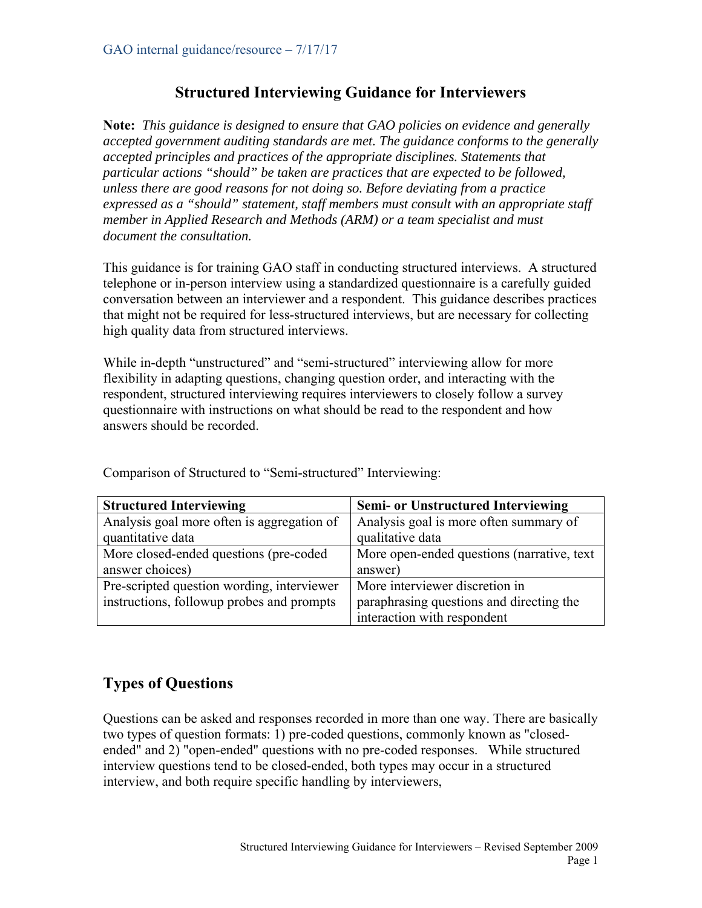GAO internal guidance/resource – 7/17/17

# Structured Interviewing Guidance for Interviewers

**Note:** *This guidance is designed to ensure that GAO policies on evidence and generally accepted government auditing standards are met. The guidance conforms to the generally accepted principles and practices of the appropriate disciplines. Statements that particular actions "should" be taken are practices that are expected to be followed, unless there are good reasons for not doing so. Before deviating from a practice expressed as a "should" statement, staff members must consult with an appropriate staff member in Applied Research and Methods (ARM) or a team specialist and must document the consultation.*

This guidance is for training GAO staff in conducting structured interviews. A structured telephone or in-person interview using a standardized questionnaire is a carefully guided conversation between an interviewer and a respondent. This guidance describes practices that might not be required for less-structured interviews, but are necessary for collecting high quality data from structured interviews.

While in-depth "unstructured" and "semi-structured" interviewing allow for more flexibility in adapting questions, changing question order, and interacting with the respondent, structured interviewing requires interviewers to closely follow a survey questionnaire with instructions on what should be read to the respondent and how answers should be recorded.

Comparison of Structured to "Semi-structured" Interviewing:

| **Structured Interviewing** | **Semi- or Unstructured Interviewing** |
|---|---|
| Analysis goal more often is aggregation of quantitative data | Analysis goal is more often summary of qualitative data |
| More closed-ended questions (pre-coded answer choices) | More open-ended questions (narrative, text answer) |
| Pre-scripted question wording, interviewer instructions, followup probes and prompts | More interviewer discretion in paraphrasing questions and directing the interaction with respondent |

## Types of Questions

Questions can be asked and responses recorded in more than one way. There are basically two types of question formats: 1) pre-coded questions, commonly known as "closed-ended" and 2) "open-ended" questions with no pre-coded responses. While structured interview questions tend to be closed-ended, both types may occur in a structured interview, and both require specific handling by interviewers,

Structured Interviewing Guidance for Interviewers – Revised September 2009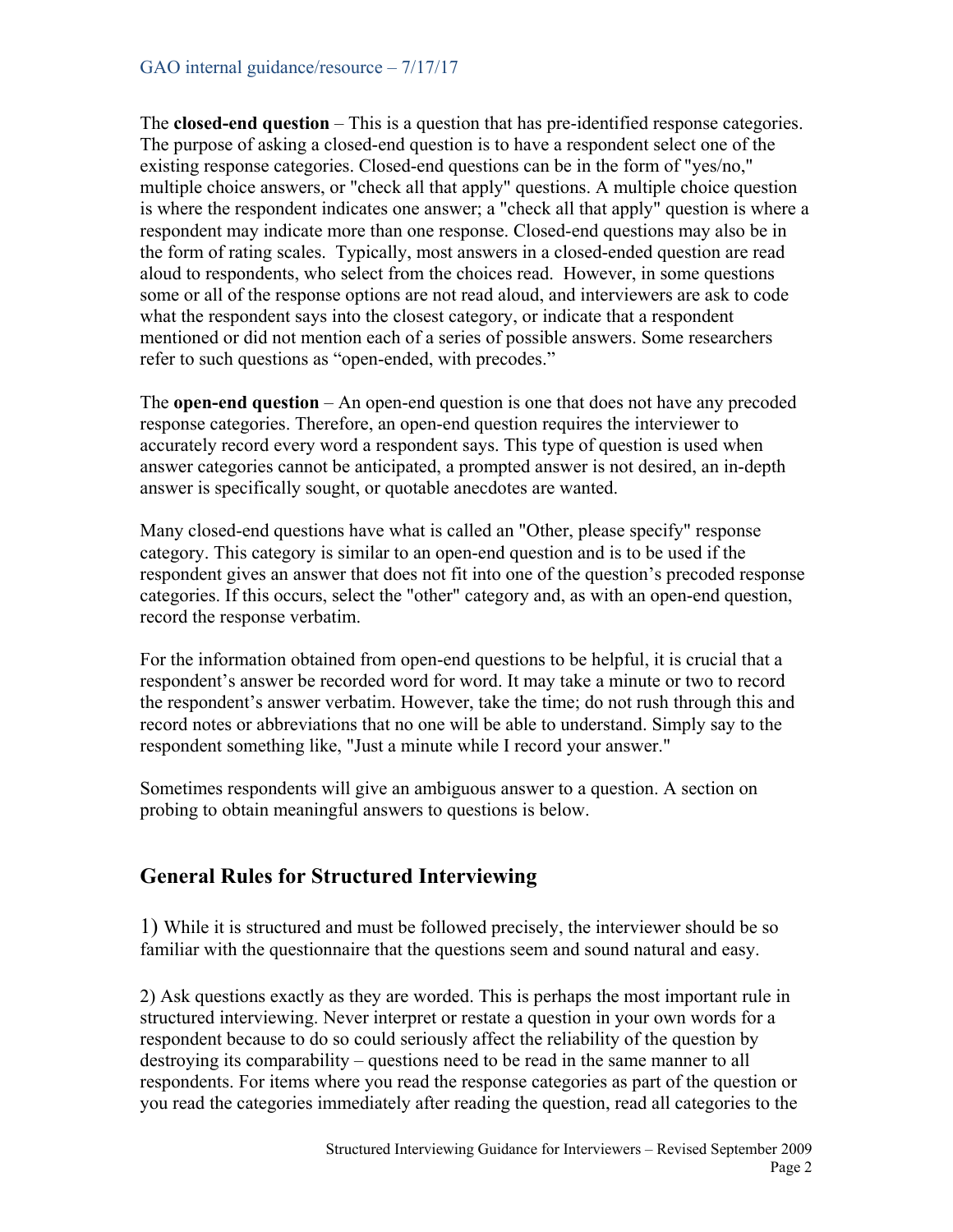The **closed-end question** – This is a question that has pre-identified response categories. The purpose of asking a closed-end question is to have a respondent select one of the existing response categories. Closed-end questions can be in the form of "yes/no," multiple choice answers, or "check all that apply" questions. A multiple choice question is where the respondent indicates one answer; a "check all that apply" question is where a respondent may indicate more than one response. Closed-end questions may also be in the form of rating scales. Typically, most answers in a closed-ended question are read aloud to respondents, who select from the choices read. However, in some questions some or all of the response options are not read aloud, and interviewers are ask to code what the respondent says into the closest category, or indicate that a respondent mentioned or did not mention each of a series of possible answers. Some researchers refer to such questions as "open-ended, with precodes."

The **open-end question** – An open-end question is one that does not have any precoded response categories. Therefore, an open-end question requires the interviewer to accurately record every word a respondent says. This type of question is used when answer categories cannot be anticipated, a prompted answer is not desired, an in-depth answer is specifically sought, or quotable anecdotes are wanted.

Many closed-end questions have what is called an "Other, please specify" response category. This category is similar to an open-end question and is to be used if the respondent gives an answer that does not fit into one of the question's precoded response categories. If this occurs, select the "other" category and, as with an open-end question, record the response verbatim.

For the information obtained from open-end questions to be helpful, it is crucial that a respondent's answer be recorded word for word. It may take a minute or two to record the respondent's answer verbatim. However, take the time; do not rush through this and record notes or abbreviations that no one will be able to understand. Simply say to the respondent something like, "Just a minute while I record your answer."

Sometimes respondents will give an ambiguous answer to a question. A section on probing to obtain meaningful answers to questions is below.

## General Rules for Structured Interviewing

1) While it is structured and must be followed precisely, the interviewer should be so familiar with the questionnaire that the questions seem and sound natural and easy.

2) Ask questions exactly as they are worded. This is perhaps the most important rule in structured interviewing. Never interpret or restate a question in your own words for a respondent because to do so could seriously affect the reliability of the question by destroying its comparability – questions need to be read in the same manner to all respondents. For items where you read the response categories as part of the question or you read the categories immediately after reading the question, read all categories to the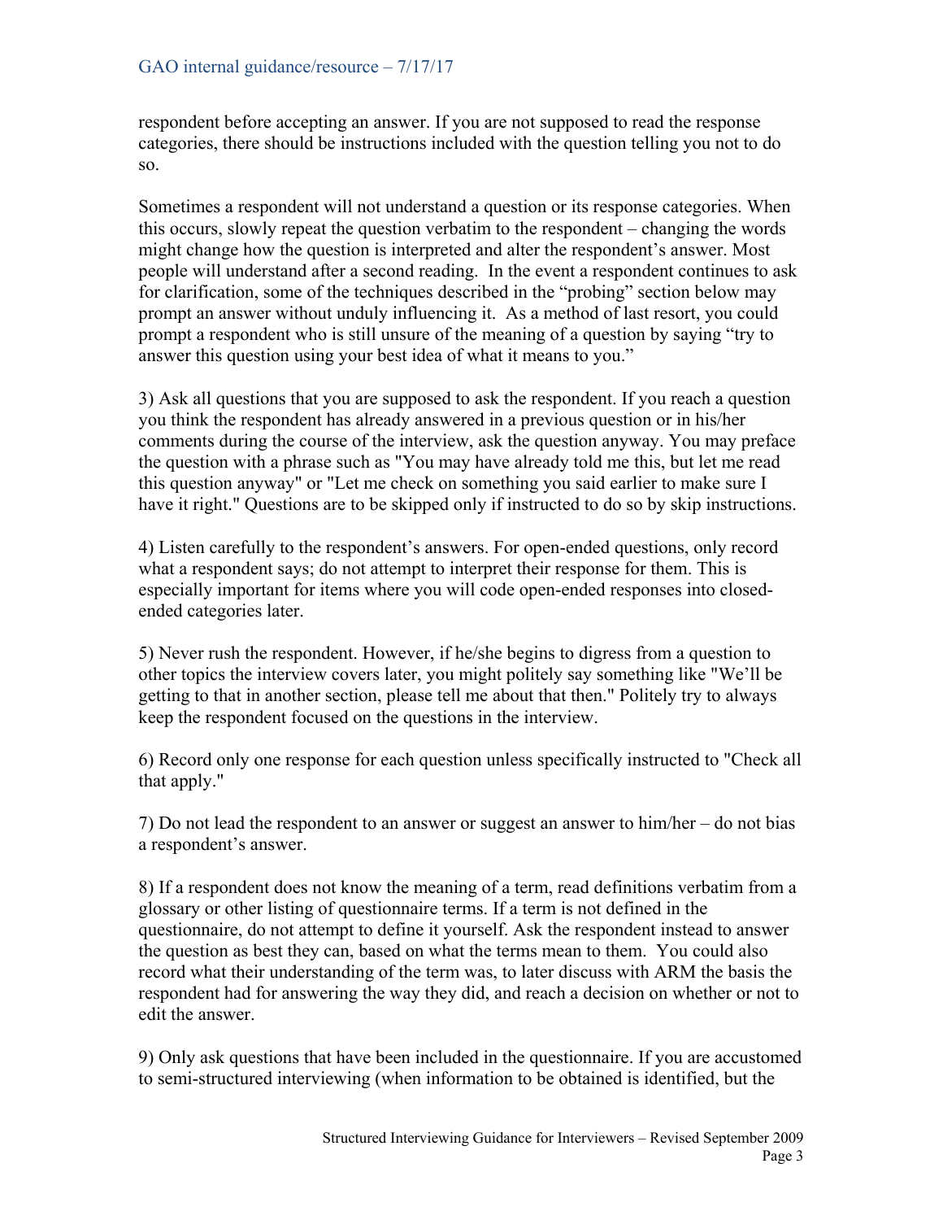respondent before accepting an answer. If you are not supposed to read the response categories, there should be instructions included with the question telling you not to do so.

Sometimes a respondent will not understand a question or its response categories. When this occurs, slowly repeat the question verbatim to the respondent – changing the words might change how the question is interpreted and alter the respondent's answer. Most people will understand after a second reading. In the event a respondent continues to ask for clarification, some of the techniques described in the "probing" section below may prompt an answer without unduly influencing it. As a method of last resort, you could prompt a respondent who is still unsure of the meaning of a question by saying "try to answer this question using your best idea of what it means to you."

3) Ask all questions that you are supposed to ask the respondent. If you reach a question you think the respondent has already answered in a previous question or in his/her comments during the course of the interview, ask the question anyway. You may preface the question with a phrase such as "You may have already told me this, but let me read this question anyway" or "Let me check on something you said earlier to make sure I have it right." Questions are to be skipped only if instructed to do so by skip instructions.

4) Listen carefully to the respondent's answers. For open-ended questions, only record what a respondent says; do not attempt to interpret their response for them. This is especially important for items where you will code open-ended responses into closed-ended categories later.

5) Never rush the respondent. However, if he/she begins to digress from a question to other topics the interview covers later, you might politely say something like "We'll be getting to that in another section, please tell me about that then." Politely try to always keep the respondent focused on the questions in the interview.

6) Record only one response for each question unless specifically instructed to "Check all that apply."

7) Do not lead the respondent to an answer or suggest an answer to him/her – do not bias a respondent's answer.

8) If a respondent does not know the meaning of a term, read definitions verbatim from a glossary or other listing of questionnaire terms. If a term is not defined in the questionnaire, do not attempt to define it yourself. Ask the respondent instead to answer the question as best they can, based on what the terms mean to them. You could also record what their understanding of the term was, to later discuss with ARM the basis the respondent had for answering the way they did, and reach a decision on whether or not to edit the answer.

9) Only ask questions that have been included in the questionnaire. If you are accustomed to semi-structured interviewing (when information to be obtained is identified, but the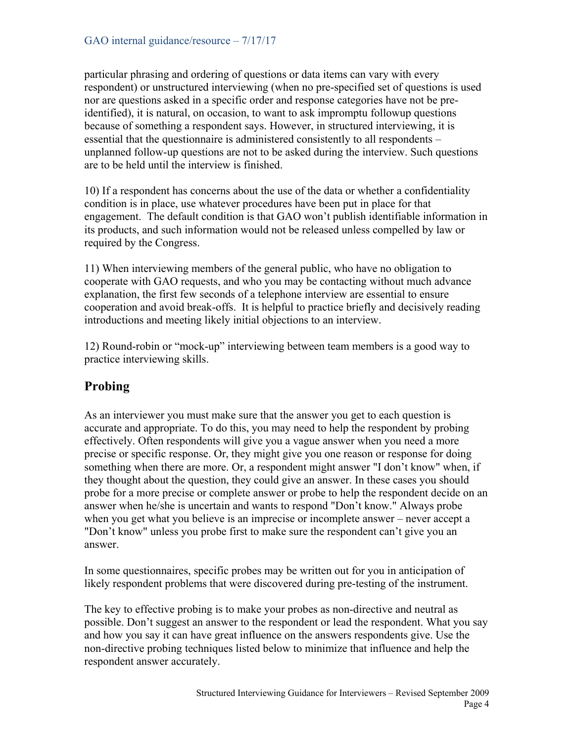particular phrasing and ordering of questions or data items can vary with every respondent) or unstructured interviewing (when no pre-specified set of questions is used nor are questions asked in a specific order and response categories have not be pre-identified), it is natural, on occasion, to want to ask impromptu followup questions because of something a respondent says. However, in structured interviewing, it is essential that the questionnaire is administered consistently to all respondents – unplanned follow-up questions are not to be asked during the interview. Such questions are to be held until the interview is finished.

10) If a respondent has concerns about the use of the data or whether a confidentiality condition is in place, use whatever procedures have been put in place for that engagement. The default condition is that GAO won't publish identifiable information in its products, and such information would not be released unless compelled by law or required by the Congress.

11) When interviewing members of the general public, who have no obligation to cooperate with GAO requests, and who you may be contacting without much advance explanation, the first few seconds of a telephone interview are essential to ensure cooperation and avoid break-offs. It is helpful to practice briefly and decisively reading introductions and meeting likely initial objections to an interview.

12) Round-robin or "mock-up" interviewing between team members is a good way to practice interviewing skills.

## Probing

As an interviewer you must make sure that the answer you get to each question is accurate and appropriate. To do this, you may need to help the respondent by probing effectively. Often respondents will give you a vague answer when you need a more precise or specific response. Or, they might give you one reason or response for doing something when there are more. Or, a respondent might answer "I don't know" when, if they thought about the question, they could give an answer. In these cases you should probe for a more precise or complete answer or probe to help the respondent decide on an answer when he/she is uncertain and wants to respond "Don't know." Always probe when you get what you believe is an imprecise or incomplete answer – never accept a "Don't know" unless you probe first to make sure the respondent can't give you an answer.

In some questionnaires, specific probes may be written out for you in anticipation of likely respondent problems that were discovered during pre-testing of the instrument.

The key to effective probing is to make your probes as non-directive and neutral as possible. Don't suggest an answer to the respondent or lead the respondent. What you say and how you say it can have great influence on the answers respondents give. Use the non-directive probing techniques listed below to minimize that influence and help the respondent answer accurately.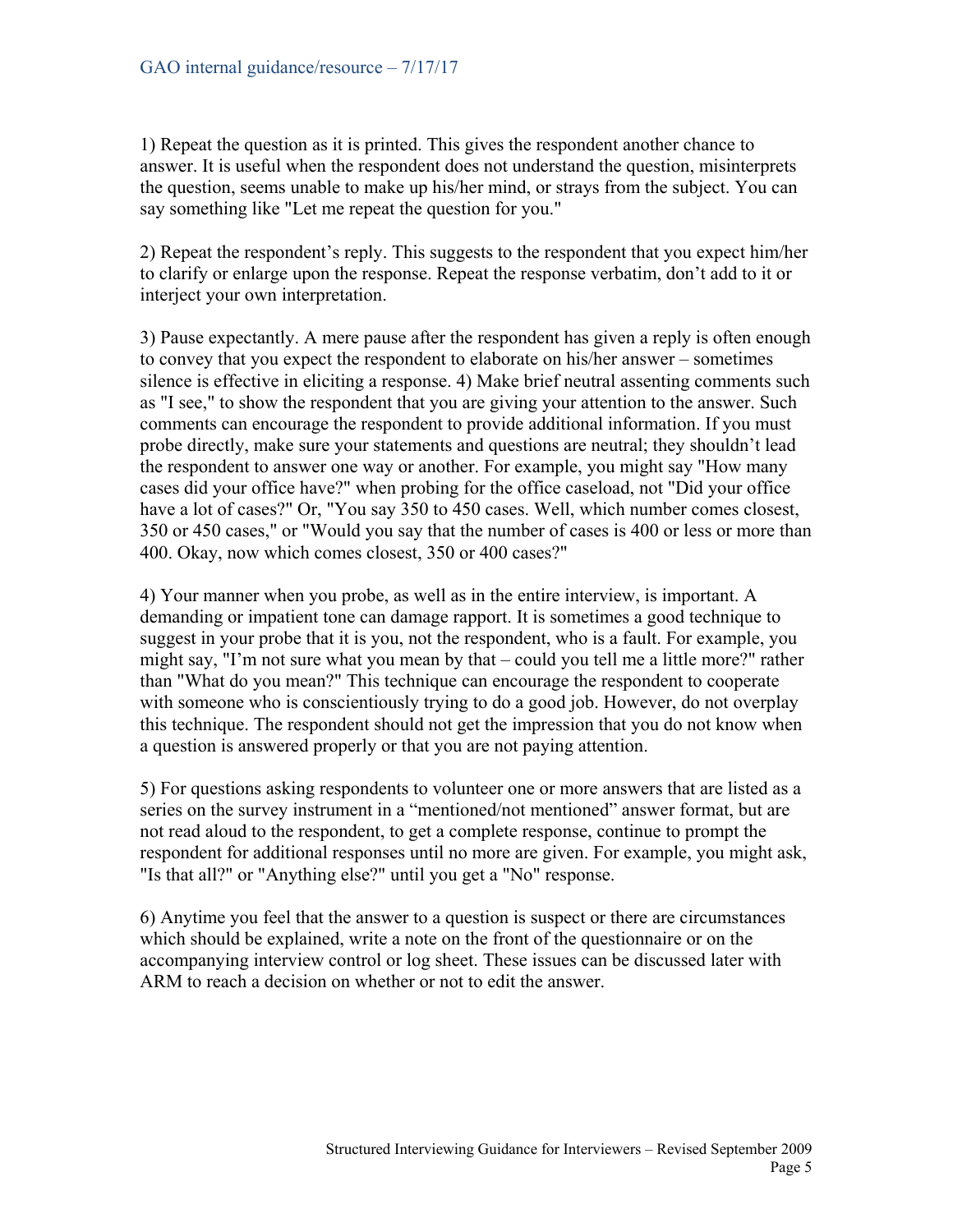1) Repeat the question as it is printed. This gives the respondent another chance to answer. It is useful when the respondent does not understand the question, misinterprets the question, seems unable to make up his/her mind, or strays from the subject. You can say something like "Let me repeat the question for you."

2) Repeat the respondent's reply. This suggests to the respondent that you expect him/her to clarify or enlarge upon the response. Repeat the response verbatim, don't add to it or interject your own interpretation.

3) Pause expectantly. A mere pause after the respondent has given a reply is often enough to convey that you expect the respondent to elaborate on his/her answer – sometimes silence is effective in eliciting a response. 4) Make brief neutral assenting comments such as "I see," to show the respondent that you are giving your attention to the answer. Such comments can encourage the respondent to provide additional information. If you must probe directly, make sure your statements and questions are neutral; they shouldn't lead the respondent to answer one way or another. For example, you might say "How many cases did your office have?" when probing for the office caseload, not "Did your office have a lot of cases?" Or, "You say 350 to 450 cases. Well, which number comes closest, 350 or 450 cases," or "Would you say that the number of cases is 400 or less or more than 400. Okay, now which comes closest, 350 or 400 cases?"

4) Your manner when you probe, as well as in the entire interview, is important. A demanding or impatient tone can damage rapport. It is sometimes a good technique to suggest in your probe that it is you, not the respondent, who is a fault. For example, you might say, "I'm not sure what you mean by that – could you tell me a little more?" rather than "What do you mean?" This technique can encourage the respondent to cooperate with someone who is conscientiously trying to do a good job. However, do not overplay this technique. The respondent should not get the impression that you do not know when a question is answered properly or that you are not paying attention.

5) For questions asking respondents to volunteer one or more answers that are listed as a series on the survey instrument in a "mentioned/not mentioned" answer format, but are not read aloud to the respondent, to get a complete response, continue to prompt the respondent for additional responses until no more are given. For example, you might ask, "Is that all?" or "Anything else?" until you get a "No" response.

6) Anytime you feel that the answer to a question is suspect or there are circumstances which should be explained, write a note on the front of the questionnaire or on the accompanying interview control or log sheet. These issues can be discussed later with ARM to reach a decision on whether or not to edit the answer.